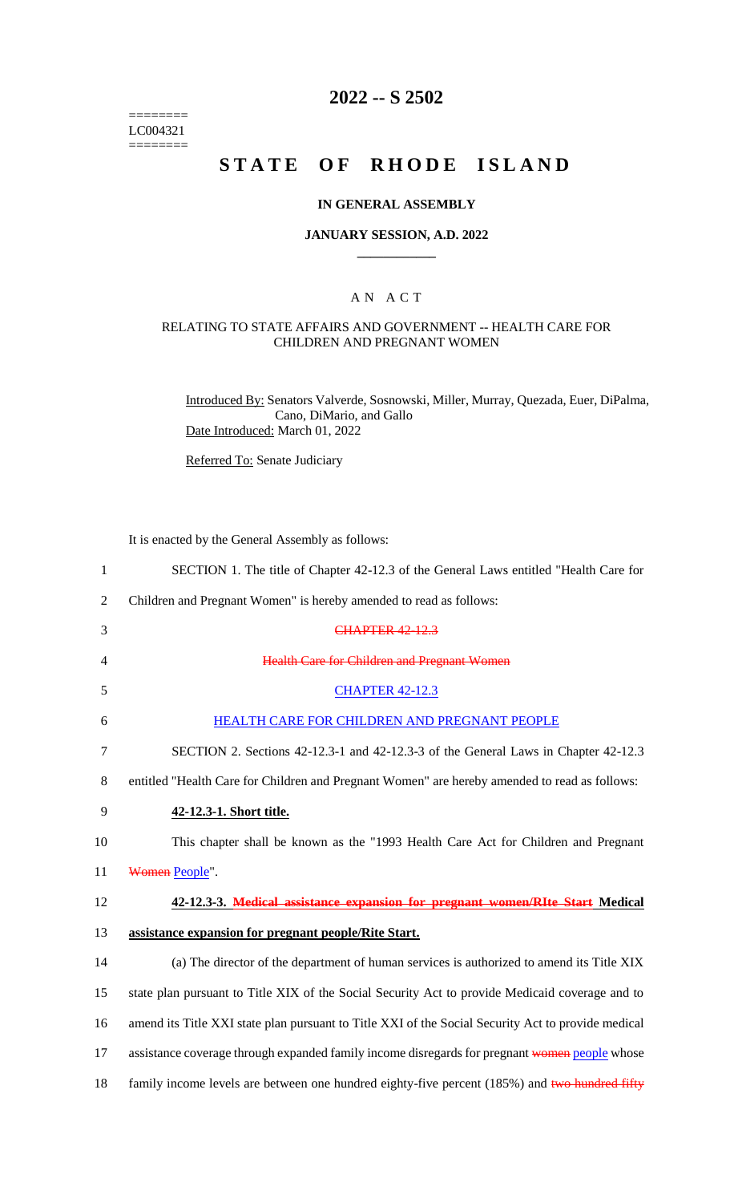========
LC004321
========

# 2022 -- S 2502

# STATE OF RHODE ISLAND

**IN GENERAL ASSEMBLY**

**JANUARY SESSION, A.D. 2022**

____________

A N A C T

RELATING TO STATE AFFAIRS AND GOVERNMENT -- HEALTH CARE FOR CHILDREN AND PREGNANT WOMEN

Introduced By: Senators Valverde, Sosnowski, Miller, Murray, Quezada, Euer, DiPalma, Cano, DiMario, and Gallo

Date Introduced: March 01, 2022

Referred To: Senate Judiciary

It is enacted by the General Assembly as follows:

1 SECTION 1. The title of Chapter 42-12.3 of the General Laws entitled "Health Care for
2 Children and Pregnant Women" is hereby amended to read as follows:
3 ~~CHAPTER 42-12.3~~
4 ~~Health Care for Children and Pregnant Women~~
5 CHAPTER 42-12.3
6 HEALTH CARE FOR CHILDREN AND PREGNANT PEOPLE
7 SECTION 2. Sections 42-12.3-1 and 42-12.3-3 of the General Laws in Chapter 42-12.3
8 entitled "Health Care for Children and Pregnant Women" are hereby amended to read as follows:
9 **42-12.3-1. Short title.**
10 This chapter shall be known as the "1993 Health Care Act for Children and Pregnant
11 ~~Women~~ People".
12 **42-12.3-3. ~~Medical assistance expansion for pregnant women/RIte Start~~ Medical**
13 **assistance expansion for pregnant people/Rite Start.**
14 (a) The director of the department of human services is authorized to amend its Title XIX
15 state plan pursuant to Title XIX of the Social Security Act to provide Medicaid coverage and to
16 amend its Title XXI state plan pursuant to Title XXI of the Social Security Act to provide medical
17 assistance coverage through expanded family income disregards for pregnant ~~women~~ people whose
18 family income levels are between one hundred eighty-five percent (185%) and ~~two hundred fifty~~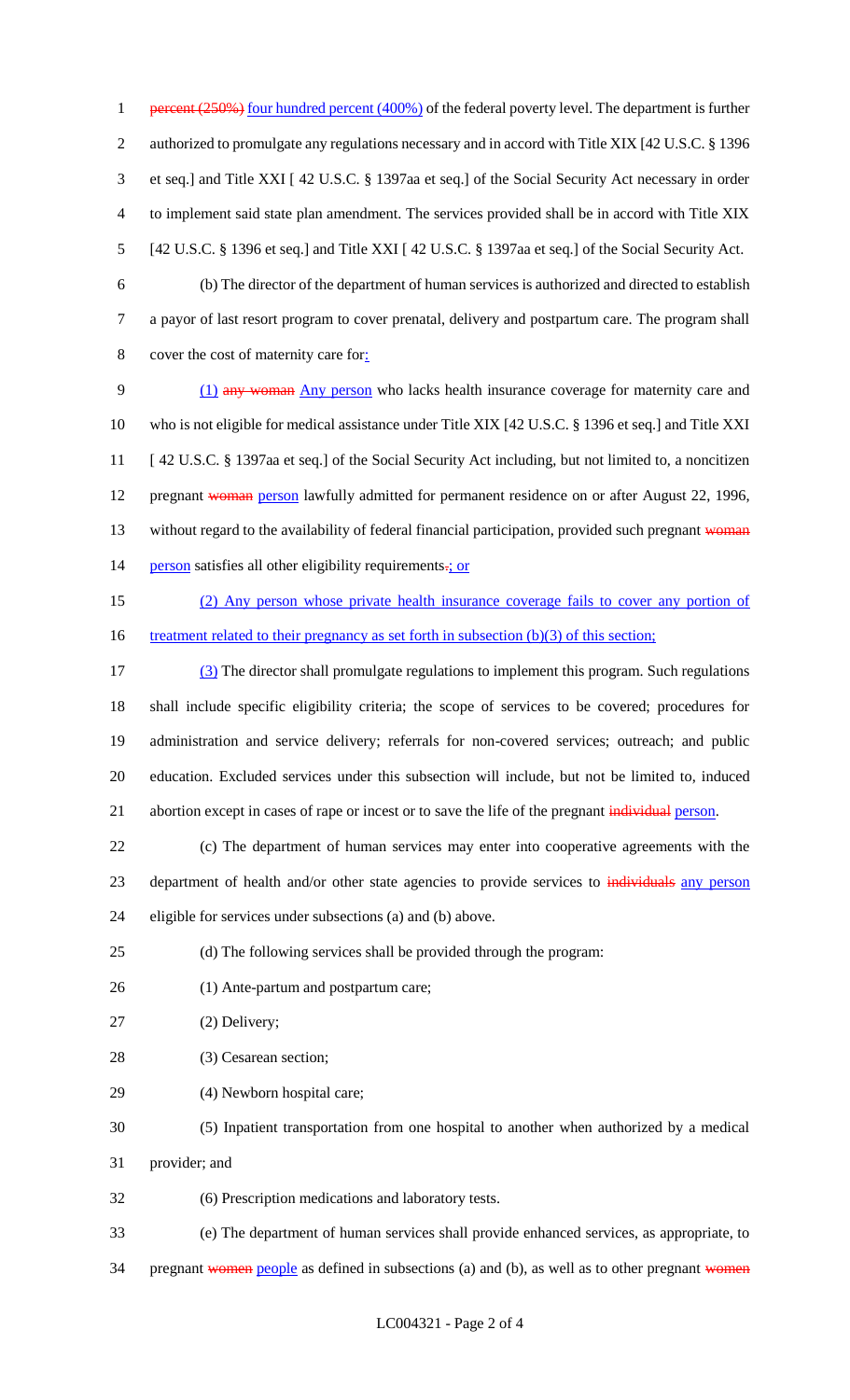~~percent (250%)~~ four hundred percent (400%) of the federal poverty level. The department is further authorized to promulgate any regulations necessary and in accord with Title XIX [42 U.S.C. § 1396 et seq.] and Title XXI [ 42 U.S.C. § 1397aa et seq.] of the Social Security Act necessary in order to implement said state plan amendment. The services provided shall be in accord with Title XIX [42 U.S.C. § 1396 et seq.] and Title XXI [ 42 U.S.C. § 1397aa et seq.] of the Social Security Act.

(b) The director of the department of human services is authorized and directed to establish a payor of last resort program to cover prenatal, delivery and postpartum care. The program shall cover the cost of maternity care for:

(1) ~~any woman~~ Any person who lacks health insurance coverage for maternity care and who is not eligible for medical assistance under Title XIX [42 U.S.C. § 1396 et seq.] and Title XXI [ 42 U.S.C. § 1397aa et seq.] of the Social Security Act including, but not limited to, a noncitizen pregnant ~~woman~~ person lawfully admitted for permanent residence on or after August 22, 1996, without regard to the availability of federal financial participation, provided such pregnant ~~woman~~ person satisfies all other eligibility requirements~~.~~; or

(2) Any person whose private health insurance coverage fails to cover any portion of treatment related to their pregnancy as set forth in subsection (b)(3) of this section;

(3) The director shall promulgate regulations to implement this program. Such regulations shall include specific eligibility criteria; the scope of services to be covered; procedures for administration and service delivery; referrals for non-covered services; outreach; and public education. Excluded services under this subsection will include, but not be limited to, induced abortion except in cases of rape or incest or to save the life of the pregnant ~~individual~~ person.

(c) The department of human services may enter into cooperative agreements with the department of health and/or other state agencies to provide services to ~~individuals~~ any person eligible for services under subsections (a) and (b) above.

(d) The following services shall be provided through the program:

(1) Ante-partum and postpartum care;

(2) Delivery;

(3) Cesarean section;

(4) Newborn hospital care;

(5) Inpatient transportation from one hospital to another when authorized by a medical provider; and

(6) Prescription medications and laboratory tests.

(e) The department of human services shall provide enhanced services, as appropriate, to pregnant ~~women~~ people as defined in subsections (a) and (b), as well as to other pregnant ~~women~~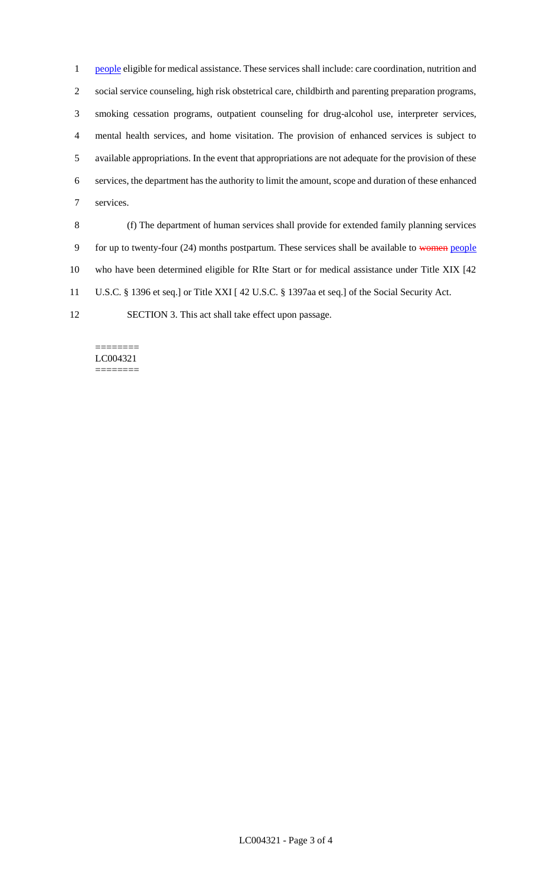people eligible for medical assistance. These services shall include: care coordination, nutrition and social service counseling, high risk obstetrical care, childbirth and parenting preparation programs, smoking cessation programs, outpatient counseling for drug-alcohol use, interpreter services, mental health services, and home visitation. The provision of enhanced services is subject to available appropriations. In the event that appropriations are not adequate for the provision of these services, the department has the authority to limit the amount, scope and duration of these enhanced services.

(f) The department of human services shall provide for extended family planning services for up to twenty-four (24) months postpartum. These services shall be available to ~~women~~ people who have been determined eligible for RIte Start or for medical assistance under Title XIX [42 U.S.C. § 1396 et seq.] or Title XXI [ 42 U.S.C. § 1397aa et seq.] of the Social Security Act.

SECTION 3. This act shall take effect upon passage.

========
LC004321
========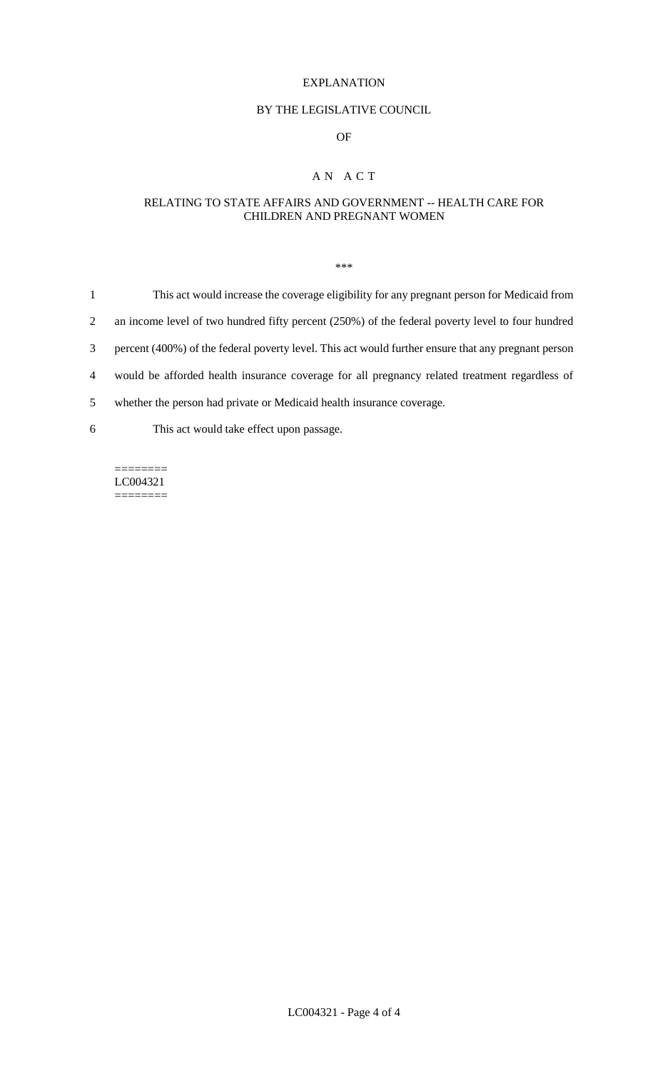EXPLANATION

BY THE LEGISLATIVE COUNCIL

OF

A N A C T

RELATING TO STATE AFFAIRS AND GOVERNMENT -- HEALTH CARE FOR CHILDREN AND PREGNANT WOMEN

\*\*\*

This act would increase the coverage eligibility for any pregnant person for Medicaid from an income level of two hundred fifty percent (250%) of the federal poverty level to four hundred percent (400%) of the federal poverty level. This act would further ensure that any pregnant person would be afforded health insurance coverage for all pregnancy related treatment regardless of whether the person had private or Medicaid health insurance coverage.

This act would take effect upon passage.

========
LC004321
========